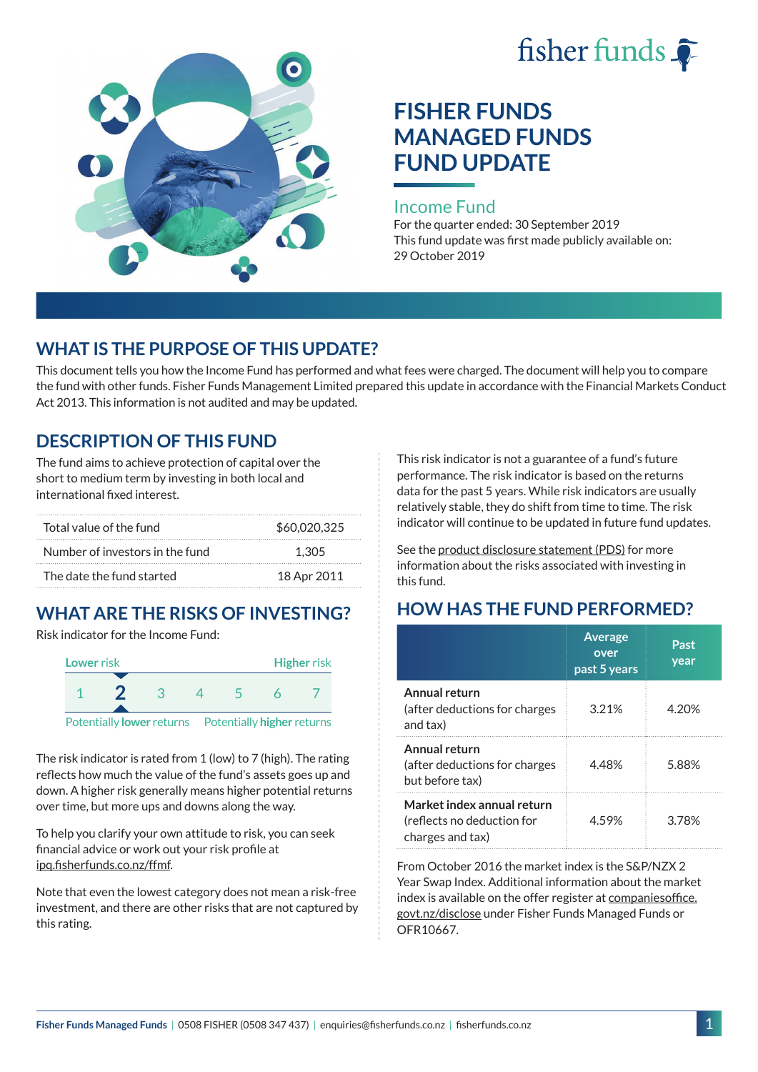fisher funds

# FISHER FUNDS MANAGED FUNDS FUND UPDATE

## Income Fund

For the quarter ended: 30 September 2019

This fund update was first made publicly available on: 29 October 2019

## WHAT IS THE PURPOSE OF THIS UPDATE?

This document tells you how the Income Fund has performed and what fees were charged. The document will help you to compare the fund with other funds. Fisher Funds Management Limited prepared this update in accordance with the Financial Markets Conduct Act 2013. This information is not audited and may be updated.

## DESCRIPTION OF THIS FUND

The fund aims to achieve protection of capital over the short to medium term by investing in both local and international fixed interest.

| | |
|---|---|
| Total value of the fund | $60,020,325 |
| Number of investors in the fund | 1,305 |
| The date the fund started | 18 Apr 2011 |

## WHAT ARE THE RISKS OF INVESTING?

Risk indicator for the Income Fund:

| Lower risk | | | | | | Higher risk |
|---|---|---|---|---|---|---|
| 1 | **2** | 3 | 4 | 5 | 6 | 7 |
| Potentially **lower** returns | | | | | | Potentially **higher** returns |

The risk indicator is rated from 1 (low) to 7 (high). The rating reflects how much the value of the fund's assets goes up and down. A higher risk generally means higher potential returns over time, but more ups and downs along the way.

To help you clarify your own attitude to risk, you can seek financial advice or work out your risk profile at ipq.fisherfunds.co.nz/ffmf.

Note that even the lowest category does not mean a risk-free investment, and there are other risks that are not captured by this rating.

This risk indicator is not a guarantee of a fund's future performance. The risk indicator is based on the returns data for the past 5 years. While risk indicators are usually relatively stable, they do shift from time to time. The risk indicator will continue to be updated in future fund updates.

See the product disclosure statement (PDS) for more information about the risks associated with investing in this fund.

## HOW HAS THE FUND PERFORMED?

| | Average over past 5 years | Past year |
|---|---|---|
| **Annual return** (after deductions for charges and tax) | 3.21% | 4.20% |
| **Annual return** (after deductions for charges but before tax) | 4.48% | 5.88% |
| **Market index annual return** (reflects no deduction for charges and tax) | 4.59% | 3.78% |

From October 2016 the market index is the S&P/NZX 2 Year Swap Index. Additional information about the market index is available on the offer register at companiesoffice.govt.nz/disclose under Fisher Funds Managed Funds or OFR10667.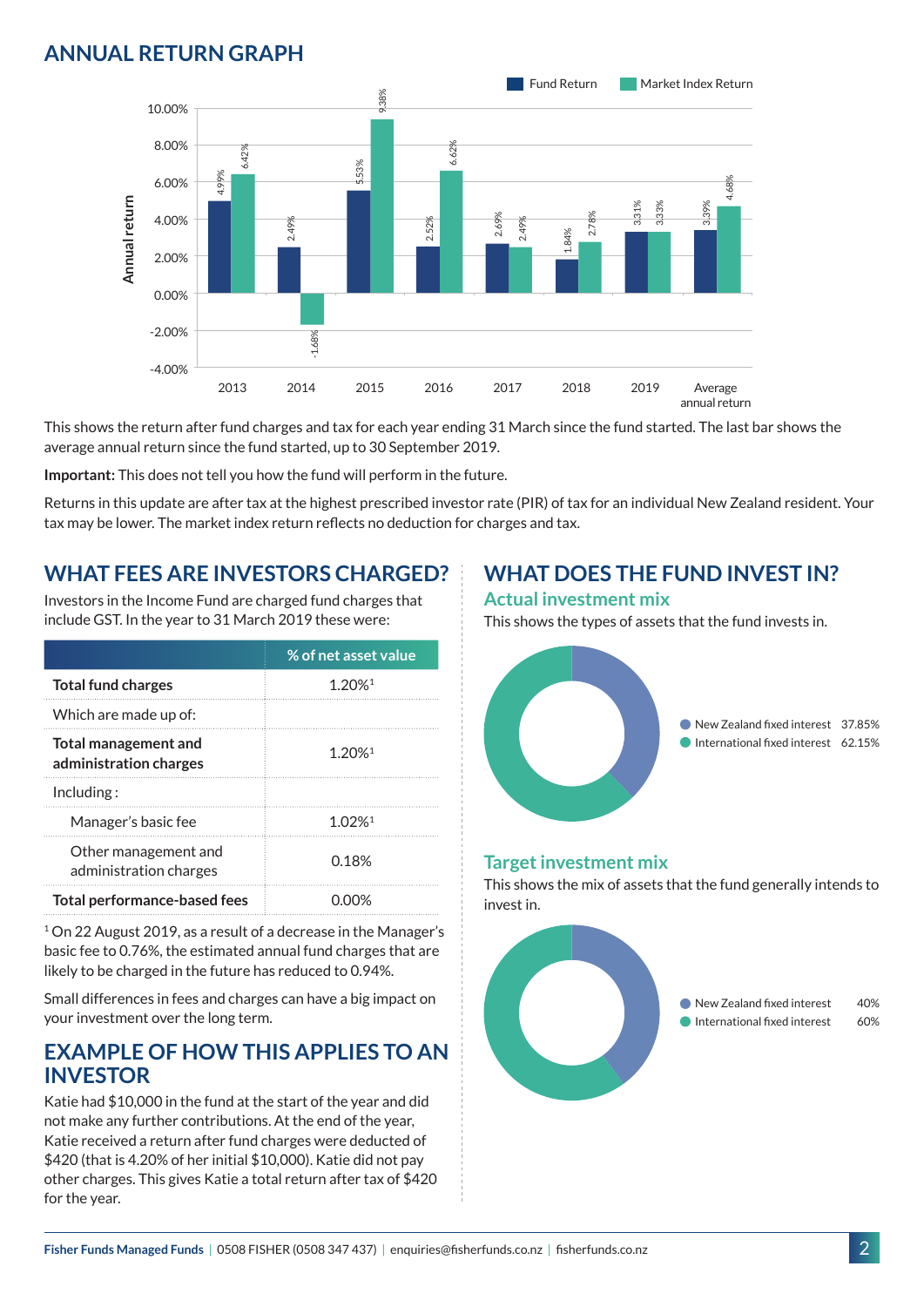## ANNUAL RETURN GRAPH

| Year | Fund Return | Market Index Return |
|---|---|---|
| 2013 | 4.99% | 6.42% |
| 2014 | 2.49% | -1.68% |
| 2015 | 5.53% | 9.38% |
| 2016 | 2.52% | 6.62% |
| 2017 | 2.69% | 2.49% |
| 2018 | 1.84% | 2.78% |
| 2019 | 3.31% | 3.33% |
| Average annual return | 3.39% | 4.68% |

This shows the return after fund charges and tax for each year ending 31 March since the fund started. The last bar shows the average annual return since the fund started, up to 30 September 2019.

**Important:** This does not tell you how the fund will perform in the future.

Returns in this update are after tax at the highest prescribed investor rate (PIR) of tax for an individual New Zealand resident. Your tax may be lower. The market index return reflects no deduction for charges and tax.

## WHAT FEES ARE INVESTORS CHARGED?

Investors in the Income Fund are charged fund charges that include GST. In the year to 31 March 2019 these were:

| | % of net asset value |
|---|---|
| **Total fund charges** | 1.20%[1] |
| Which are made up of: | |
| **Total management and administration charges** | 1.20%[1] |
| Including : | |
| Manager's basic fee | 1.02%[1] |
| Other management and administration charges | 0.18% |
| **Total performance-based fees** | 0.00% |

[1] On 22 August 2019, as a result of a decrease in the Manager's basic fee to 0.76%, the estimated annual fund charges that are likely to be charged in the future has reduced to 0.94%.

Small differences in fees and charges can have a big impact on your investment over the long term.

## EXAMPLE OF HOW THIS APPLIES TO AN INVESTOR

Katie had $10,000 in the fund at the start of the year and did not make any further contributions. At the end of the year, Katie received a return after fund charges were deducted of $420 (that is 4.20% of her initial $10,000). Katie did not pay other charges. This gives Katie a total return after tax of $420 for the year.

## WHAT DOES THE FUND INVEST IN?

### Actual investment mix

This shows the types of assets that the fund invests in.

- New Zealand fixed interest 37.85%
- International fixed interest 62.15%

### Target investment mix

This shows the mix of assets that the fund generally intends to invest in.

- New Zealand fixed interest 40%
- International fixed interest 60%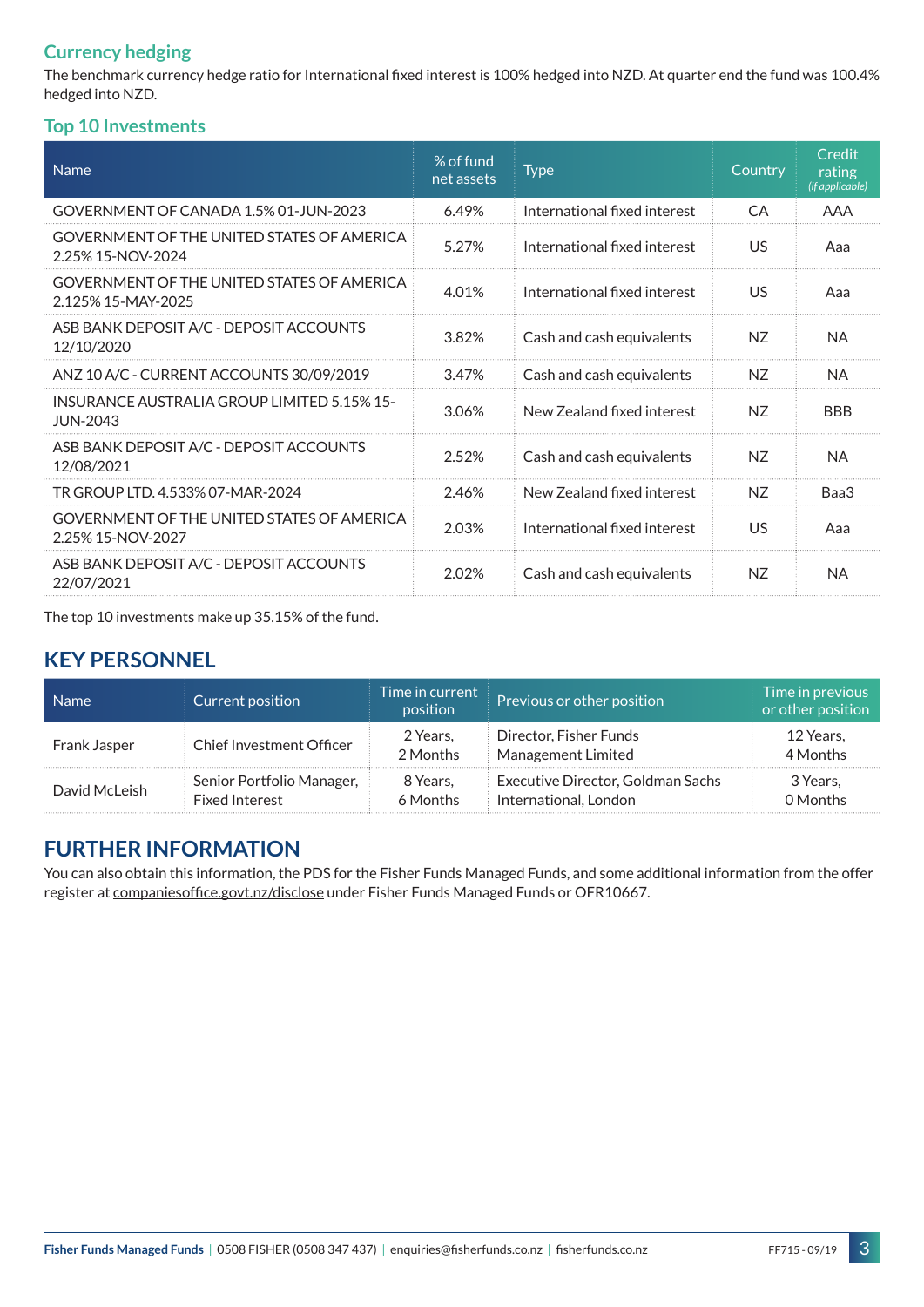## Currency hedging

The benchmark currency hedge ratio for International fixed interest is 100% hedged into NZD. At quarter end the fund was 100.4% hedged into NZD.

## Top 10 Investments

| Name | % of fund net assets | Type | Country | Credit rating *(if applicable)* |
|---|---|---|---|---|
| GOVERNMENT OF CANADA 1.5% 01-JUN-2023 | 6.49% | International fixed interest | CA | AAA |
| GOVERNMENT OF THE UNITED STATES OF AMERICA 2.25% 15-NOV-2024 | 5.27% | International fixed interest | US | Aaa |
| GOVERNMENT OF THE UNITED STATES OF AMERICA 2.125% 15-MAY-2025 | 4.01% | International fixed interest | US | Aaa |
| ASB BANK DEPOSIT A/C - DEPOSIT ACCOUNTS 12/10/2020 | 3.82% | Cash and cash equivalents | NZ | NA |
| ANZ 10 A/C - CURRENT ACCOUNTS 30/09/2019 | 3.47% | Cash and cash equivalents | NZ | NA |
| INSURANCE AUSTRALIA GROUP LIMITED 5.15% 15-JUN-2043 | 3.06% | New Zealand fixed interest | NZ | BBB |
| ASB BANK DEPOSIT A/C - DEPOSIT ACCOUNTS 12/08/2021 | 2.52% | Cash and cash equivalents | NZ | NA |
| TR GROUP LTD. 4.533% 07-MAR-2024 | 2.46% | New Zealand fixed interest | NZ | Baa3 |
| GOVERNMENT OF THE UNITED STATES OF AMERICA 2.25% 15-NOV-2027 | 2.03% | International fixed interest | US | Aaa |
| ASB BANK DEPOSIT A/C - DEPOSIT ACCOUNTS 22/07/2021 | 2.02% | Cash and cash equivalents | NZ | NA |

The top 10 investments make up 35.15% of the fund.

# KEY PERSONNEL

| Name | Current position | Time in current position | Previous or other position | Time in previous or other position |
|---|---|---|---|---|
| Frank Jasper | Chief Investment Officer | 2 Years, 2 Months | Director, Fisher Funds Management Limited | 12 Years, 4 Months |
| David McLeish | Senior Portfolio Manager, Fixed Interest | 8 Years, 6 Months | Executive Director, Goldman Sachs International, London | 3 Years, 0 Months |

# FURTHER INFORMATION

You can also obtain this information, the PDS for the Fisher Funds Managed Funds, and some additional information from the offer register at companiesoffice.govt.nz/disclose under Fisher Funds Managed Funds or OFR10667.